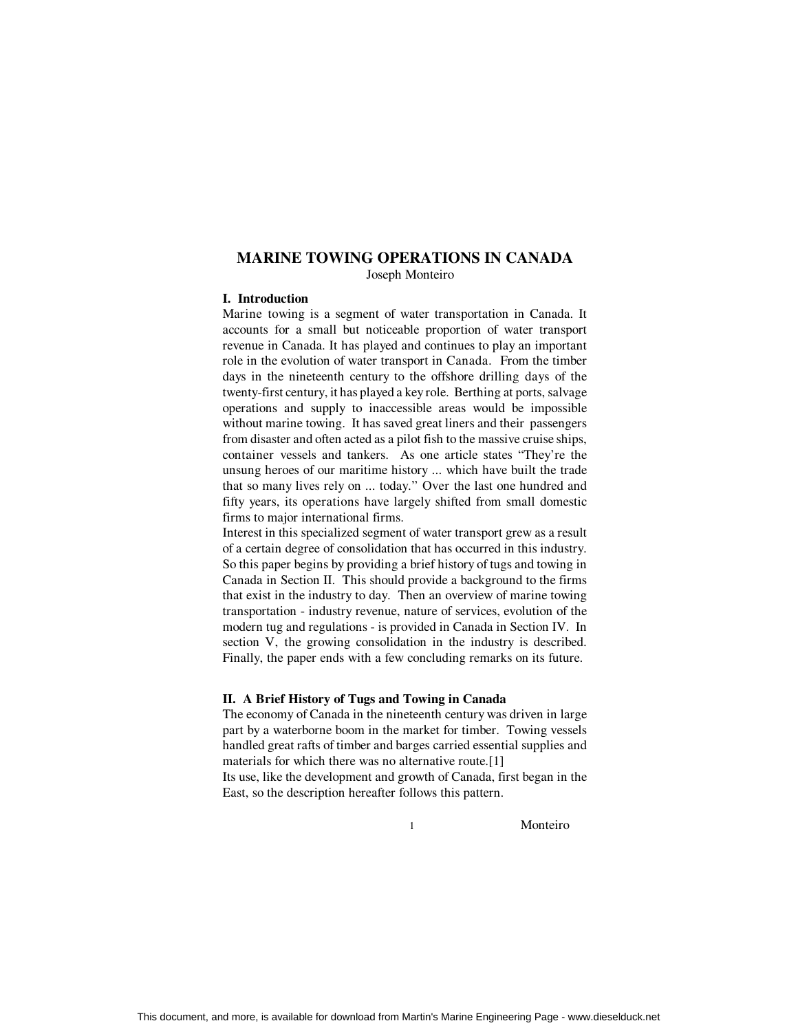# MARINE TOWING OPERATIONS IN CANADA

Joseph Monteiro

## I. Introduction

Marine towing is a segment of water transportation in Canada. It accounts for a small but noticeable proportion of water transport revenue in Canada. It has played and continues to play an important role in the evolution of water transport in Canada. From the timber days in the nineteenth century to the offshore drilling days of the twenty-first century, it has played a key role. Berthing at ports, salvage operations and supply to inaccessible areas would be impossible without marine towing. It has saved great liners and their passengers from disaster and often acted as a pilot fish to the massive cruise ships, container vessels and tankers. As one article states "They're the unsung heroes of our maritime history ... which have built the trade that so many lives rely on ... today." Over the last one hundred and fifty years, its operations have largely shifted from small domestic firms to major international firms.

Interest in this specialized segment of water transport grew as a result of a certain degree of consolidation that has occurred in this industry. So this paper begins by providing a brief history of tugs and towing in Canada in Section II. This should provide a background to the firms that exist in the industry to day. Then an overview of marine towing transportation - industry revenue, nature of services, evolution of the modern tug and regulations - is provided in Canada in Section IV. In section V, the growing consolidation in the industry is described. Finally, the paper ends with a few concluding remarks on its future.

## II. A Brief History of Tugs and Towing in Canada

The economy of Canada in the nineteenth century was driven in large part by a waterborne boom in the market for timber. Towing vessels handled great rafts of timber and barges carried essential supplies and materials for which there was no alternative route.[1]

Its use, like the development and growth of Canada, first began in the East, so the description hereafter follows this pattern.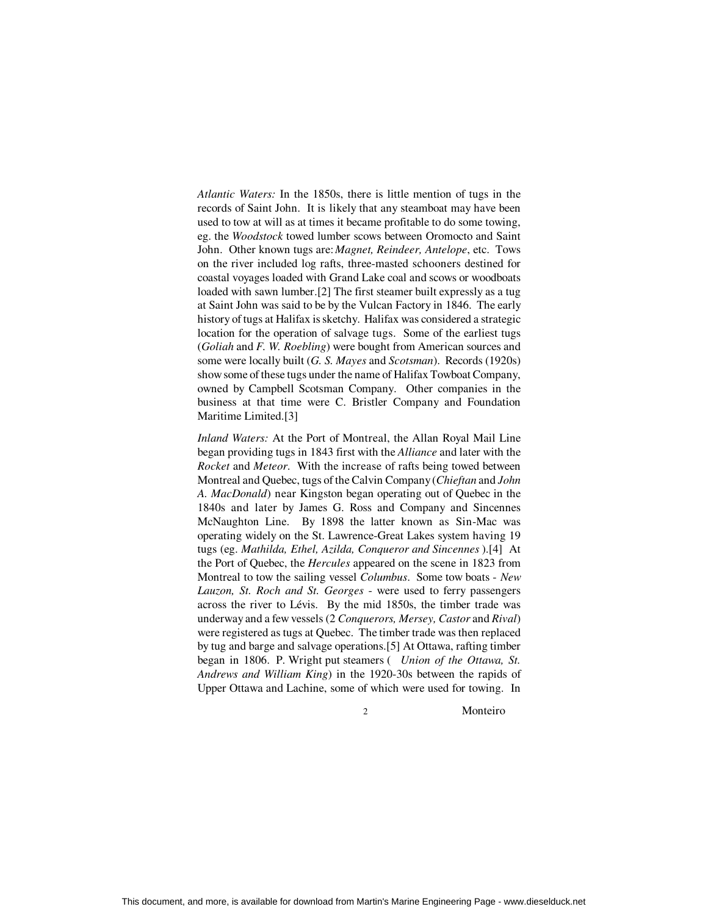*Atlantic Waters:* In the 1850s, there is little mention of tugs in the records of Saint John. It is likely that any steamboat may have been used to tow at will as at times it became profitable to do some towing, eg. the *Woodstock* towed lumber scows between Oromocto and Saint John. Other known tugs are: *Magnet, Reindeer, Antelope*, etc. Tows on the river included log rafts, three-masted schooners destined for coastal voyages loaded with Grand Lake coal and scows or woodboats loaded with sawn lumber.[2] The first steamer built expressly as a tug at Saint John was said to be by the Vulcan Factory in 1846. The early history of tugs at Halifax is sketchy. Halifax was considered a strategic location for the operation of salvage tugs. Some of the earliest tugs (*Goliah* and *F. W. Roebling*) were bought from American sources and some were locally built (*G. S. Mayes* and *Scotsman*). Records (1920s) show some of these tugs under the name of Halifax Towboat Company, owned by Campbell Scotsman Company. Other companies in the business at that time were C. Bristler Company and Foundation Maritime Limited.[3]

*Inland Waters:* At the Port of Montreal, the Allan Royal Mail Line began providing tugs in 1843 first with the *Alliance* and later with the *Rocket* and *Meteor*. With the increase of rafts being towed between Montreal and Quebec, tugs of the Calvin Company (*Chieftan* and *John A. MacDonald*) near Kingston began operating out of Quebec in the 1840s and later by James G. Ross and Company and Sincennes McNaughton Line. By 1898 the latter known as Sin-Mac was operating widely on the St. Lawrence-Great Lakes system having 19 tugs (eg. *Mathilda, Ethel, Azilda, Conqueror and Sincennes* ).[4] At the Port of Quebec, the *Hercules* appeared on the scene in 1823 from Montreal to tow the sailing vessel *Columbus*. Some tow boats - *New Lauzon, St. Roch and St. Georges* - were used to ferry passengers across the river to Lévis. By the mid 1850s, the timber trade was underway and a few vessels (2 *Conquerors, Mersey, Castor* and *Rival*) were registered as tugs at Quebec. The timber trade was then replaced by tug and barge and salvage operations.[5] At Ottawa, rafting timber began in 1806. P. Wright put steamers ( *Union of the Ottawa, St. Andrews and William King*) in the 1920-30s between the rapids of Upper Ottawa and Lachine, some of which were used for towing. In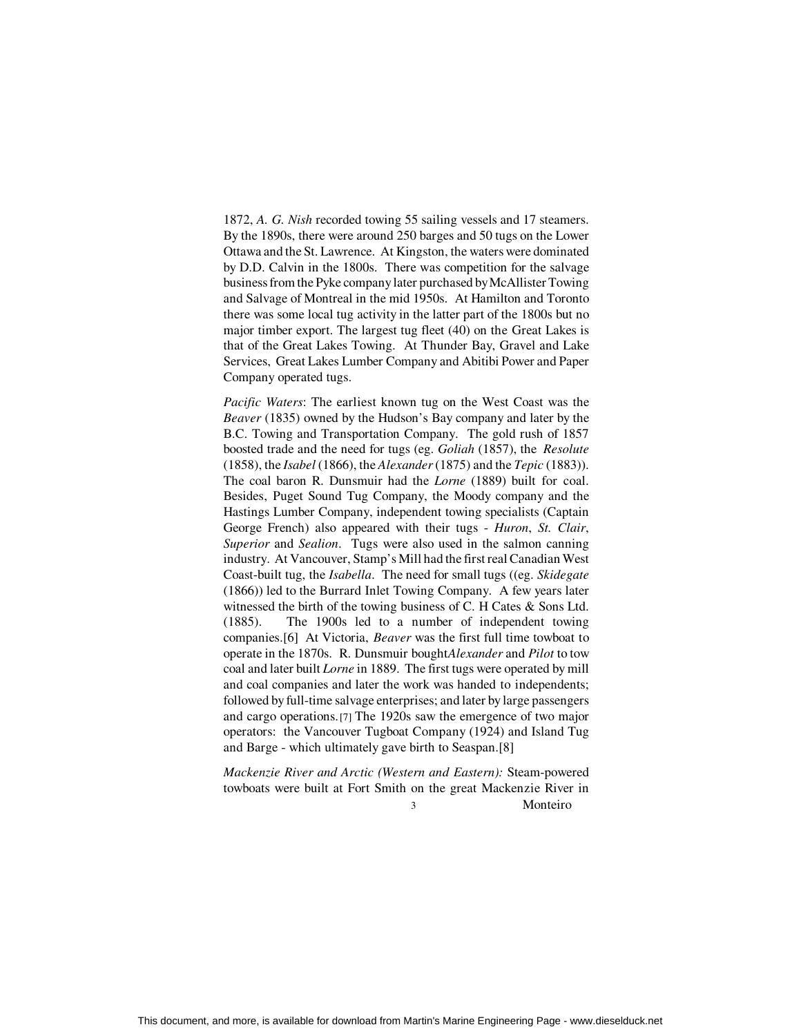1872, *A. G. Nish* recorded towing 55 sailing vessels and 17 steamers. By the 1890s, there were around 250 barges and 50 tugs on the Lower Ottawa and the St. Lawrence. At Kingston, the waters were dominated by D.D. Calvin in the 1800s. There was competition for the salvage business from the Pyke company later purchased by McAllister Towing and Salvage of Montreal in the mid 1950s. At Hamilton and Toronto there was some local tug activity in the latter part of the 1800s but no major timber export. The largest tug fleet (40) on the Great Lakes is that of the Great Lakes Towing. At Thunder Bay, Gravel and Lake Services, Great Lakes Lumber Company and Abitibi Power and Paper Company operated tugs.

*Pacific Waters*: The earliest known tug on the West Coast was the *Beaver* (1835) owned by the Hudson's Bay company and later by the B.C. Towing and Transportation Company. The gold rush of 1857 boosted trade and the need for tugs (eg. *Goliah* (1857), the *Resolute* (1858), the *Isabel* (1866), the *Alexander* (1875) and the *Tepic* (1883)). The coal baron R. Dunsmuir had the *Lorne* (1889) built for coal. Besides, Puget Sound Tug Company, the Moody company and the Hastings Lumber Company, independent towing specialists (Captain George French) also appeared with their tugs - *Huron*, *St. Clair*, *Superior* and *Sealion*. Tugs were also used in the salmon canning industry. At Vancouver, Stamp's Mill had the first real Canadian West Coast-built tug, the *Isabella*. The need for small tugs ((eg. *Skidegate* (1866)) led to the Burrard Inlet Towing Company. A few years later witnessed the birth of the towing business of C. H Cates & Sons Ltd. (1885). The 1900s led to a number of independent towing companies.[6] At Victoria, *Beaver* was the first full time towboat to operate in the 1870s. R. Dunsmuir bought *Alexander* and *Pilot* to tow coal and later built *Lorne* in 1889. The first tugs were operated by mill and coal companies and later the work was handed to independents; followed by full-time salvage enterprises; and later by large passengers and cargo operations.[7] The 1920s saw the emergence of two major operators: the Vancouver Tugboat Company (1924) and Island Tug and Barge - which ultimately gave birth to Seaspan.[8]

*Mackenzie River and Arctic (Western and Eastern):* Steam-powered towboats were built at Fort Smith on the great Mackenzie River in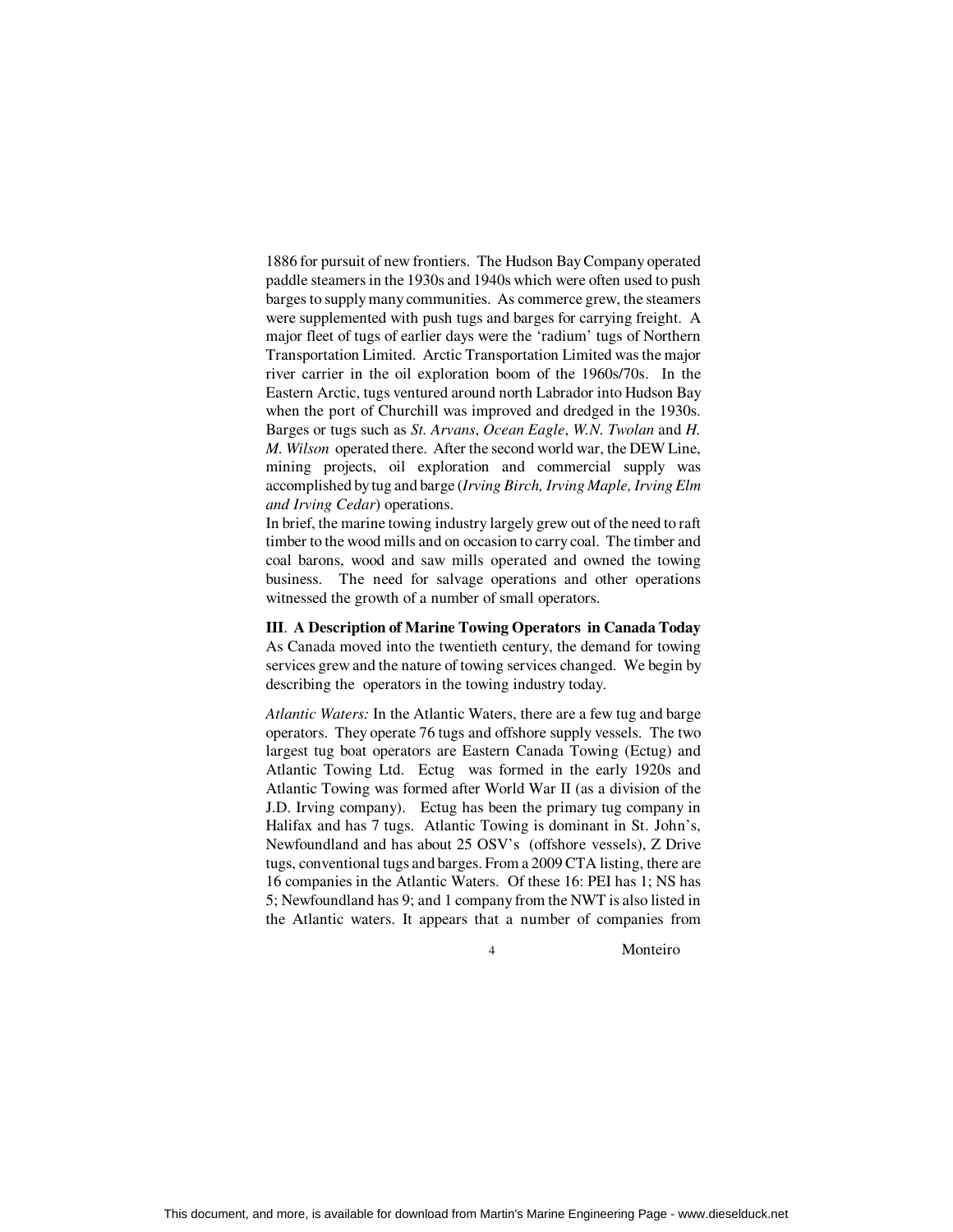1886 for pursuit of new frontiers. The Hudson Bay Company operated paddle steamers in the 1930s and 1940s which were often used to push barges to supply many communities. As commerce grew, the steamers were supplemented with push tugs and barges for carrying freight. A major fleet of tugs of earlier days were the 'radium' tugs of Northern Transportation Limited. Arctic Transportation Limited was the major river carrier in the oil exploration boom of the 1960s/70s. In the Eastern Arctic, tugs ventured around north Labrador into Hudson Bay when the port of Churchill was improved and dredged in the 1930s. Barges or tugs such as *St. Arvans*, *Ocean Eagle*, *W.N. Twolan* and *H. M. Wilson* operated there. After the second world war, the DEW Line, mining projects, oil exploration and commercial supply was accomplished by tug and barge (*Irving Birch, Irving Maple, Irving Elm and Irving Cedar*) operations.

In brief, the marine towing industry largely grew out of the need to raft timber to the wood mills and on occasion to carry coal. The timber and coal barons, wood and saw mills operated and owned the towing business. The need for salvage operations and other operations witnessed the growth of a number of small operators.

## III. A Description of Marine Towing Operators in Canada Today

As Canada moved into the twentieth century, the demand for towing services grew and the nature of towing services changed. We begin by describing the operators in the towing industry today.

*Atlantic Waters:* In the Atlantic Waters, there are a few tug and barge operators. They operate 76 tugs and offshore supply vessels. The two largest tug boat operators are Eastern Canada Towing (Ectug) and Atlantic Towing Ltd. Ectug was formed in the early 1920s and Atlantic Towing was formed after World War II (as a division of the J.D. Irving company). Ectug has been the primary tug company in Halifax and has 7 tugs. Atlantic Towing is dominant in St. John's, Newfoundland and has about 25 OSV's (offshore vessels), Z Drive tugs, conventional tugs and barges. From a 2009 CTA listing, there are 16 companies in the Atlantic Waters. Of these 16: PEI has 1; NS has 5; Newfoundland has 9; and 1 company from the NWT is also listed in the Atlantic waters. It appears that a number of companies from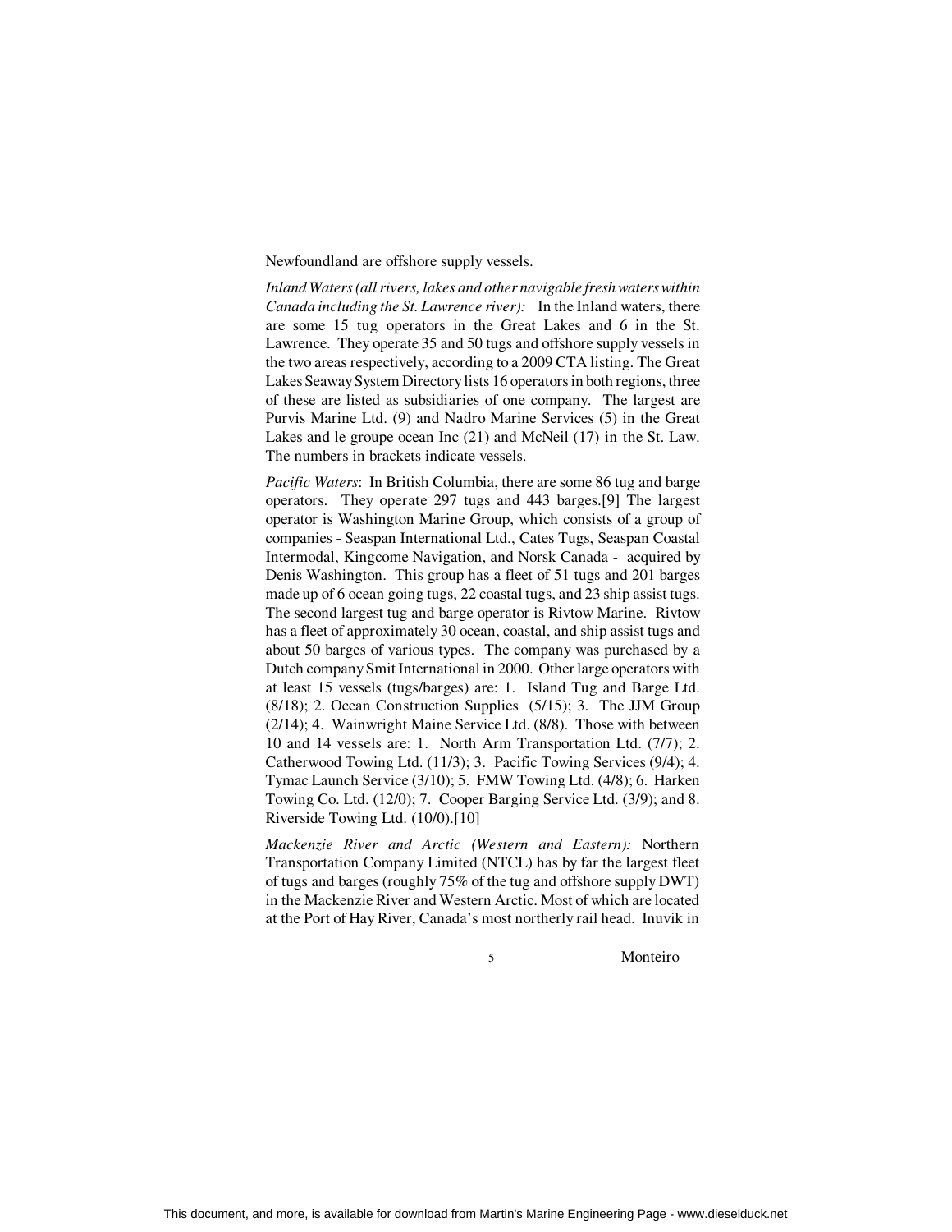Newfoundland are offshore supply vessels.

*Inland Waters (all rivers, lakes and other navigable fresh waters within Canada including the St. Lawrence river):* In the Inland waters, there are some 15 tug operators in the Great Lakes and 6 in the St. Lawrence. They operate 35 and 50 tugs and offshore supply vessels in the two areas respectively, according to a 2009 CTA listing. The Great Lakes Seaway System Directory lists 16 operators in both regions, three of these are listed as subsidiaries of one company. The largest are Purvis Marine Ltd. (9) and Nadro Marine Services (5) in the Great Lakes and le groupe ocean Inc (21) and McNeil (17) in the St. Law. The numbers in brackets indicate vessels.

*Pacific Waters*: In British Columbia, there are some 86 tug and barge operators. They operate 297 tugs and 443 barges.[9] The largest operator is Washington Marine Group, which consists of a group of companies - Seaspan International Ltd., Cates Tugs, Seaspan Coastal Intermodal, Kingcome Navigation, and Norsk Canada - acquired by Denis Washington. This group has a fleet of 51 tugs and 201 barges made up of 6 ocean going tugs, 22 coastal tugs, and 23 ship assist tugs. The second largest tug and barge operator is Rivtow Marine. Rivtow has a fleet of approximately 30 ocean, coastal, and ship assist tugs and about 50 barges of various types. The company was purchased by a Dutch company Smit International in 2000. Other large operators with at least 15 vessels (tugs/barges) are: 1. Island Tug and Barge Ltd. (8/18); 2. Ocean Construction Supplies (5/15); 3. The JJM Group (2/14); 4. Wainwright Maine Service Ltd. (8/8). Those with between 10 and 14 vessels are: 1. North Arm Transportation Ltd. (7/7); 2. Catherwood Towing Ltd. (11/3); 3. Pacific Towing Services (9/4); 4. Tymac Launch Service (3/10); 5. FMW Towing Ltd. (4/8); 6. Harken Towing Co. Ltd. (12/0); 7. Cooper Barging Service Ltd. (3/9); and 8. Riverside Towing Ltd. (10/0).[10]

*Mackenzie River and Arctic (Western and Eastern):* Northern Transportation Company Limited (NTCL) has by far the largest fleet of tugs and barges (roughly 75% of the tug and offshore supply DWT) in the Mackenzie River and Western Arctic. Most of which are located at the Port of Hay River, Canada's most northerly rail head. Inuvik in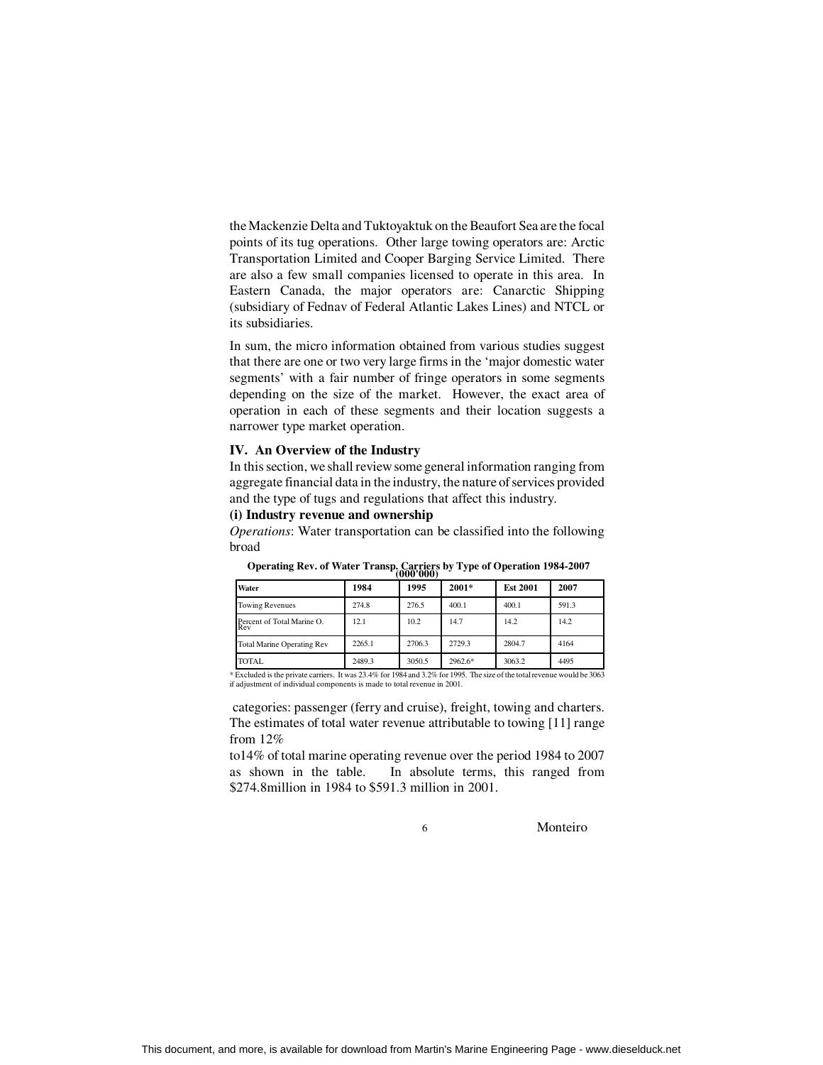the Mackenzie Delta and Tuktoyaktuk on the Beaufort Sea are the focal points of its tug operations. Other large towing operators are: Arctic Transportation Limited and Cooper Barging Service Limited. There are also a few small companies licensed to operate in this area. In Eastern Canada, the major operators are: Canarctic Shipping (subsidiary of Fednav of Federal Atlantic Lakes Lines) and NTCL or its subsidiaries.

In sum, the micro information obtained from various studies suggest that there are one or two very large firms in the 'major domestic water segments' with a fair number of fringe operators in some segments depending on the size of the market. However, the exact area of operation in each of these segments and their location suggests a narrower type market operation.

## IV. An Overview of the Industry

In this section, we shall review some general information ranging from aggregate financial data in the industry, the nature of services provided and the type of tugs and regulations that affect this industry.

### (i) Industry revenue and ownership

*Operations*: Water transportation can be classified into the following broad categories: passenger (ferry and cruise), freight, towing and charters. The estimates of total water revenue attributable to towing [11] range from 12% to14% of total marine operating revenue over the period 1984 to 2007 as shown in the table. In absolute terms, this ranged from \$274.8million in 1984 to \$591.3 million in 2001.

**Operating Rev. of Water Transp. Carriers by Type of Operation 1984-2007 (000'000)**

| Water | 1984 | 1995 | 2001* | Est 2001 | 2007 |
|---|---|---|---|---|---|
| Towing Revenues | 274.8 | 276.5 | 400.1 | 400.1 | 591.3 |
| Percent of Total Marine O. Rev | 12.1 | 10.2 | 14.7 | 14.2 | 14.2 |
| Total Marine Operating Rev | 2265.1 | 2706.3 | 2729.3 | 2804.7 | 4164 |
| TOTAL | 2489.3 | 3050.5 | 2962.6* | 3063.2 | 4495 |

\* Excluded is the private carriers. It was 23.4% for 1984 and 3.2% for 1995. The size of the total revenue would be 3063 if adjustment of individual components is made to total revenue in 2001.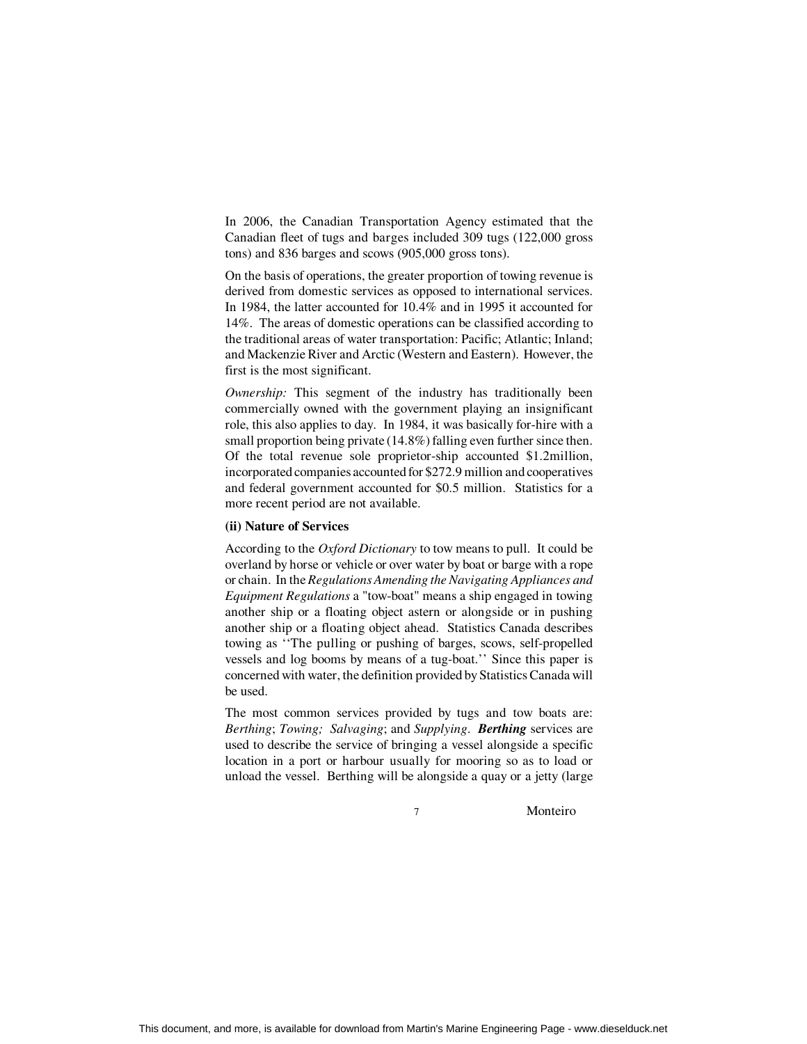In 2006, the Canadian Transportation Agency estimated that the Canadian fleet of tugs and barges included 309 tugs (122,000 gross tons) and 836 barges and scows (905,000 gross tons).

On the basis of operations, the greater proportion of towing revenue is derived from domestic services as opposed to international services. In 1984, the latter accounted for 10.4% and in 1995 it accounted for 14%. The areas of domestic operations can be classified according to the traditional areas of water transportation: Pacific; Atlantic; Inland; and Mackenzie River and Arctic (Western and Eastern). However, the first is the most significant.

*Ownership:* This segment of the industry has traditionally been commercially owned with the government playing an insignificant role, this also applies to day. In 1984, it was basically for-hire with a small proportion being private (14.8%) falling even further since then. Of the total revenue sole proprietor-ship accounted $1.2million, incorporated companies accounted for $272.9 million and cooperatives and federal government accounted for $0.5 million. Statistics for a more recent period are not available.

**(ii) Nature of Services**

According to the *Oxford Dictionary* to tow means to pull. It could be overland by horse or vehicle or over water by boat or barge with a rope or chain. In the *Regulations Amending the Navigating Appliances and Equipment Regulations* a "tow-boat" means a ship engaged in towing another ship or a floating object astern or alongside or in pushing another ship or a floating object ahead. Statistics Canada describes towing as ''The pulling or pushing of barges, scows, self-propelled vessels and log booms by means of a tug-boat.'' Since this paper is concerned with water, the definition provided by Statistics Canada will be used.

The most common services provided by tugs and tow boats are: *Berthing*; *Towing; Salvaging*; and *Supplying*. ***Berthing*** services are used to describe the service of bringing a vessel alongside a specific location in a port or harbour usually for mooring so as to load or unload the vessel. Berthing will be alongside a quay or a jetty (large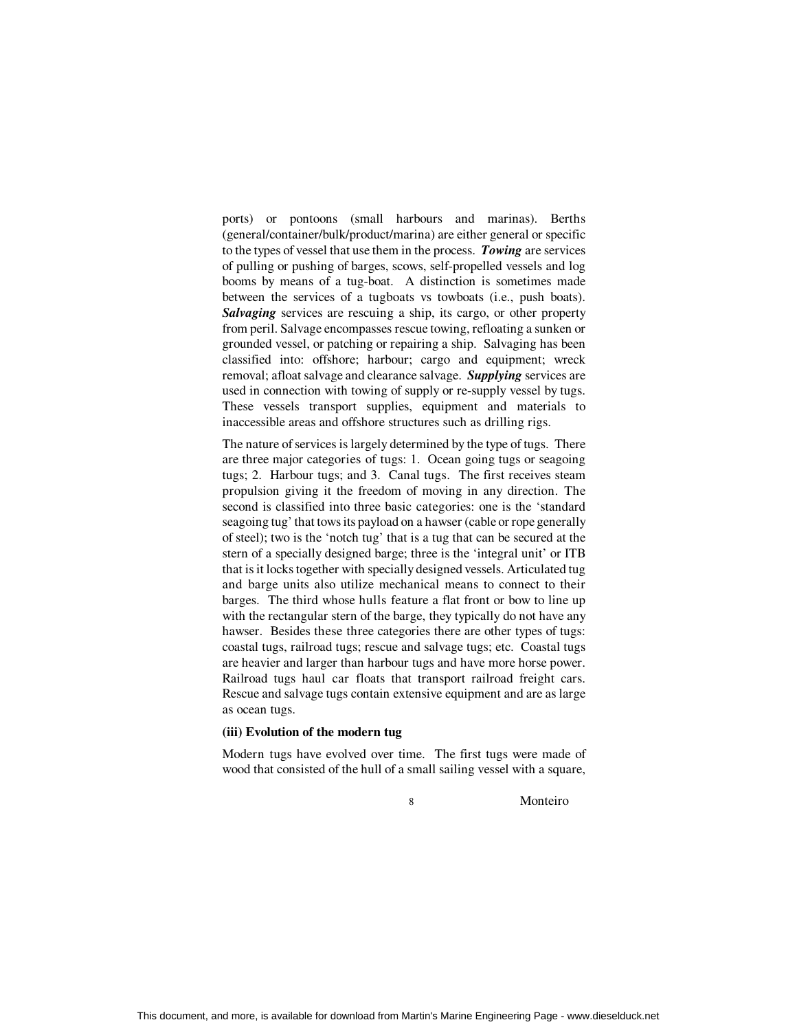ports) or pontoons (small harbours and marinas). Berths (general/container/bulk/product/marina) are either general or specific to the types of vessel that use them in the process. ***Towing*** are services of pulling or pushing of barges, scows, self-propelled vessels and log booms by means of a tug-boat. A distinction is sometimes made between the services of a tugboats vs towboats (i.e., push boats). ***Salvaging*** services are rescuing a ship, its cargo, or other property from peril. Salvage encompasses rescue towing, refloating a sunken or grounded vessel, or patching or repairing a ship. Salvaging has been classified into: offshore; harbour; cargo and equipment; wreck removal; afloat salvage and clearance salvage. ***Supplying*** services are used in connection with towing of supply or re-supply vessel by tugs. These vessels transport supplies, equipment and materials to inaccessible areas and offshore structures such as drilling rigs.

The nature of services is largely determined by the type of tugs. There are three major categories of tugs: 1. Ocean going tugs or seagoing tugs; 2. Harbour tugs; and 3. Canal tugs. The first receives steam propulsion giving it the freedom of moving in any direction. The second is classified into three basic categories: one is the 'standard seagoing tug' that tows its payload on a hawser (cable or rope generally of steel); two is the 'notch tug' that is a tug that can be secured at the stern of a specially designed barge; three is the 'integral unit' or ITB that is it locks together with specially designed vessels. Articulated tug and barge units also utilize mechanical means to connect to their barges. The third whose hulls feature a flat front or bow to line up with the rectangular stern of the barge, they typically do not have any hawser. Besides these three categories there are other types of tugs: coastal tugs, railroad tugs; rescue and salvage tugs; etc. Coastal tugs are heavier and larger than harbour tugs and have more horse power. Railroad tugs haul car floats that transport railroad freight cars. Rescue and salvage tugs contain extensive equipment and are as large as ocean tugs.

**(iii) Evolution of the modern tug**

Modern tugs have evolved over time. The first tugs were made of wood that consisted of the hull of a small sailing vessel with a square,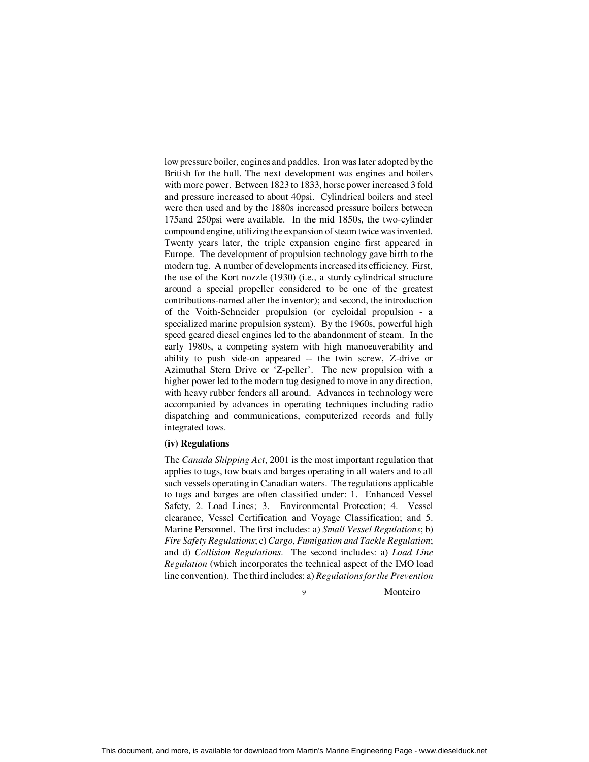low pressure boiler, engines and paddles. Iron was later adopted by the British for the hull. The next development was engines and boilers with more power. Between 1823 to 1833, horse power increased 3 fold and pressure increased to about 40psi. Cylindrical boilers and steel were then used and by the 1880s increased pressure boilers between 175and 250psi were available. In the mid 1850s, the two-cylinder compound engine, utilizing the expansion of steam twice was invented. Twenty years later, the triple expansion engine first appeared in Europe. The development of propulsion technology gave birth to the modern tug. A number of developments increased its efficiency. First, the use of the Kort nozzle (1930) (i.e., a sturdy cylindrical structure around a special propeller considered to be one of the greatest contributions-named after the inventor); and second, the introduction of the Voith-Schneider propulsion (or cycloidal propulsion - a specialized marine propulsion system). By the 1960s, powerful high speed geared diesel engines led to the abandonment of steam. In the early 1980s, a competing system with high manoeuverability and ability to push side-on appeared -- the twin screw, Z-drive or Azimuthal Stern Drive or 'Z-peller'. The new propulsion with a higher power led to the modern tug designed to move in any direction, with heavy rubber fenders all around. Advances in technology were accompanied by advances in operating techniques including radio dispatching and communications, computerized records and fully integrated tows.

**(iv) Regulations**

The *Canada Shipping Act*, 2001 is the most important regulation that applies to tugs, tow boats and barges operating in all waters and to all such vessels operating in Canadian waters. The regulations applicable to tugs and barges are often classified under: 1. Enhanced Vessel Safety, 2. Load Lines; 3. Environmental Protection; 4. Vessel clearance, Vessel Certification and Voyage Classification; and 5. Marine Personnel. The first includes: a) *Small Vessel Regulations*; b) *Fire Safety Regulations*; c) *Cargo, Fumigation and Tackle Regulation*; and d) *Collision Regulations*. The second includes: a) *Load Line Regulation* (which incorporates the technical aspect of the IMO load line convention). The third includes: a) *Regulations for the Prevention*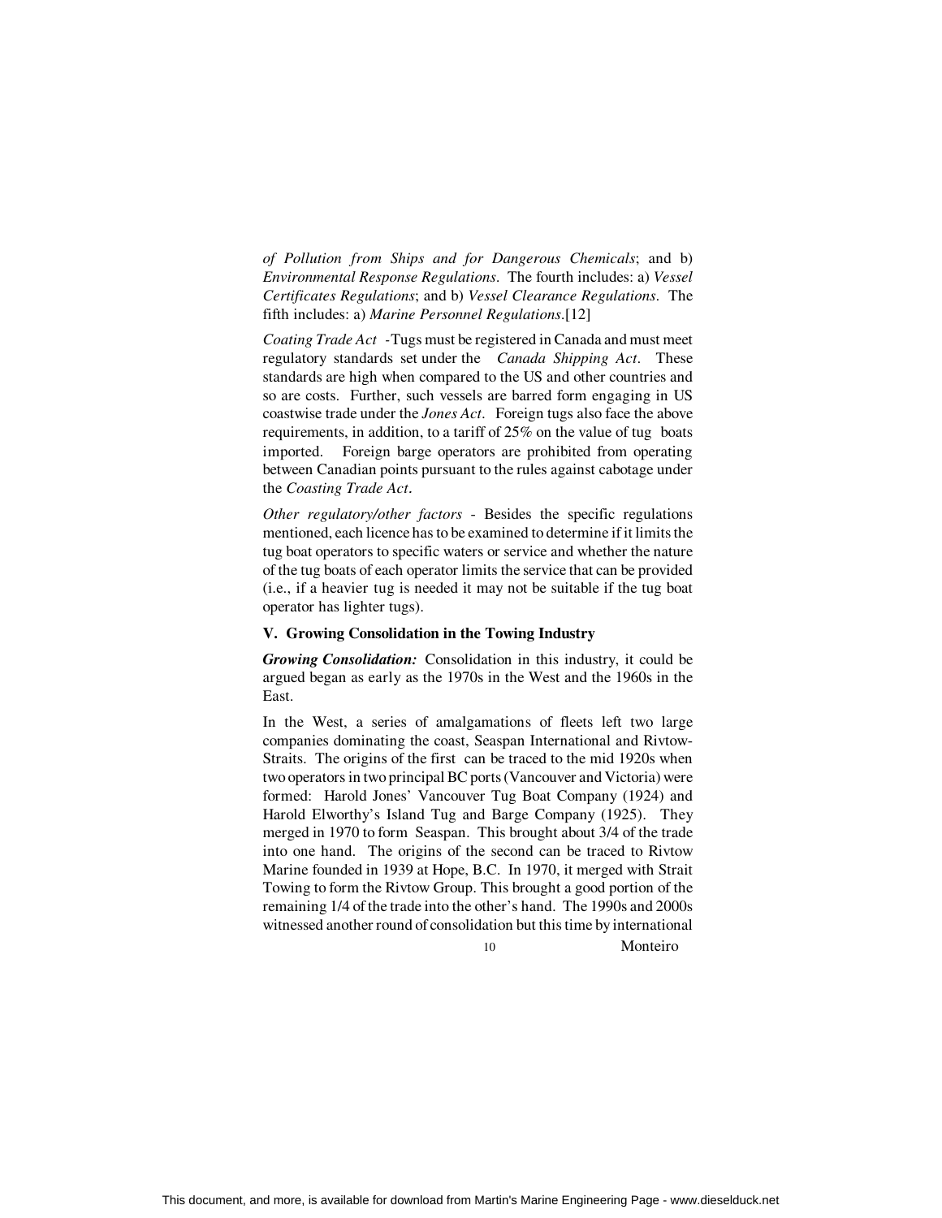*of Pollution from Ships and for Dangerous Chemicals*; and b) *Environmental Response Regulations*. The fourth includes: a) *Vessel Certificates Regulations*; and b) *Vessel Clearance Regulations*. The fifth includes: a) *Marine Personnel Regulations*.[12]

*Coating Trade Act* -Tugs must be registered in Canada and must meet regulatory standards set under the *Canada Shipping Act*. These standards are high when compared to the US and other countries and so are costs. Further, such vessels are barred form engaging in US coastwise trade under the *Jones Act*. Foreign tugs also face the above requirements, in addition, to a tariff of 25% on the value of tug boats imported. Foreign barge operators are prohibited from operating between Canadian points pursuant to the rules against cabotage under the *Coasting Trade Act*.

*Other regulatory/other factors* - Besides the specific regulations mentioned, each licence has to be examined to determine if it limits the tug boat operators to specific waters or service and whether the nature of the tug boats of each operator limits the service that can be provided (i.e., if a heavier tug is needed it may not be suitable if the tug boat operator has lighter tugs).

## V. Growing Consolidation in the Towing Industry

***Growing Consolidation:*** Consolidation in this industry, it could be argued began as early as the 1970s in the West and the 1960s in the East.

In the West, a series of amalgamations of fleets left two large companies dominating the coast, Seaspan International and Rivtow-Straits. The origins of the first can be traced to the mid 1920s when two operators in two principal BC ports (Vancouver and Victoria) were formed: Harold Jones' Vancouver Tug Boat Company (1924) and Harold Elworthy's Island Tug and Barge Company (1925). They merged in 1970 to form Seaspan. This brought about 3/4 of the trade into one hand. The origins of the second can be traced to Rivtow Marine founded in 1939 at Hope, B.C. In 1970, it merged with Strait Towing to form the Rivtow Group. This brought a good portion of the remaining 1/4 of the trade into the other's hand. The 1990s and 2000s witnessed another round of consolidation but this time by international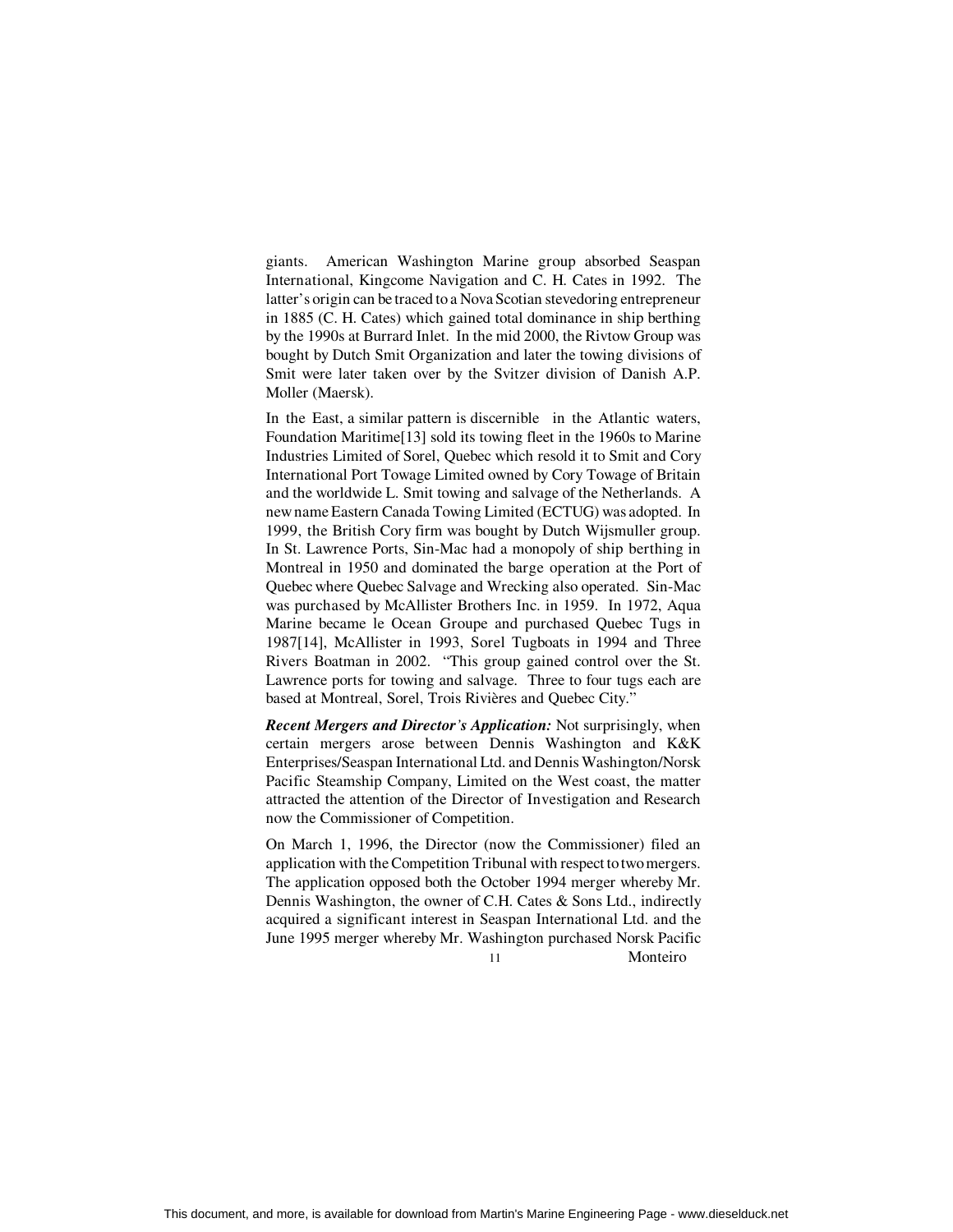giants. American Washington Marine group absorbed Seaspan International, Kingcome Navigation and C. H. Cates in 1992. The latter's origin can be traced to a Nova Scotian stevedoring entrepreneur in 1885 (C. H. Cates) which gained total dominance in ship berthing by the 1990s at Burrard Inlet. In the mid 2000, the Rivtow Group was bought by Dutch Smit Organization and later the towing divisions of Smit were later taken over by the Svitzer division of Danish A.P. Moller (Maersk).

In the East, a similar pattern is discernible in the Atlantic waters, Foundation Maritime[13] sold its towing fleet in the 1960s to Marine Industries Limited of Sorel, Quebec which resold it to Smit and Cory International Port Towage Limited owned by Cory Towage of Britain and the worldwide L. Smit towing and salvage of the Netherlands. A new name Eastern Canada Towing Limited (ECTUG) was adopted. In 1999, the British Cory firm was bought by Dutch Wijsmuller group. In St. Lawrence Ports, Sin-Mac had a monopoly of ship berthing in Montreal in 1950 and dominated the barge operation at the Port of Quebec where Quebec Salvage and Wrecking also operated. Sin-Mac was purchased by McAllister Brothers Inc. in 1959. In 1972, Aqua Marine became le Ocean Groupe and purchased Quebec Tugs in 1987[14], McAllister in 1993, Sorel Tugboats in 1994 and Three Rivers Boatman in 2002. "This group gained control over the St. Lawrence ports for towing and salvage. Three to four tugs each are based at Montreal, Sorel, Trois Rivières and Quebec City."

***Recent Mergers and Director's Application:*** Not surprisingly, when certain mergers arose between Dennis Washington and K&K Enterprises/Seaspan International Ltd. and Dennis Washington/Norsk Pacific Steamship Company, Limited on the West coast, the matter attracted the attention of the Director of Investigation and Research now the Commissioner of Competition.

On March 1, 1996, the Director (now the Commissioner) filed an application with the Competition Tribunal with respect to two mergers. The application opposed both the October 1994 merger whereby Mr. Dennis Washington, the owner of C.H. Cates & Sons Ltd., indirectly acquired a significant interest in Seaspan International Ltd. and the June 1995 merger whereby Mr. Washington purchased Norsk Pacific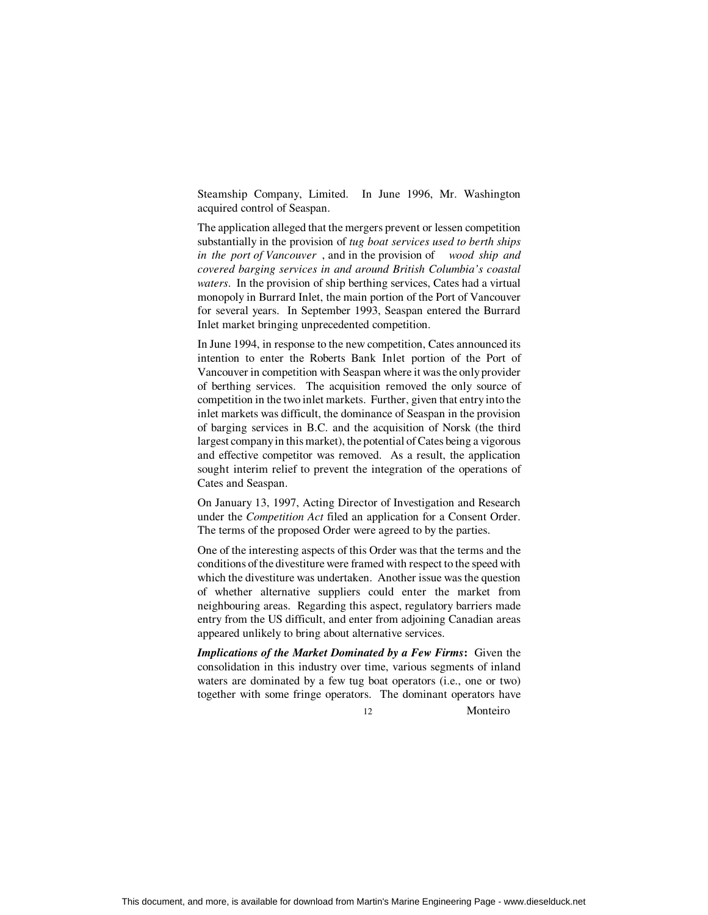Steamship Company, Limited. In June 1996, Mr. Washington acquired control of Seaspan.

The application alleged that the mergers prevent or lessen competition substantially in the provision of *tug boat services used to berth ships in the port of Vancouver*, and in the provision of *wood ship and covered barging services in and around British Columbia's coastal waters*. In the provision of ship berthing services, Cates had a virtual monopoly in Burrard Inlet, the main portion of the Port of Vancouver for several years. In September 1993, Seaspan entered the Burrard Inlet market bringing unprecedented competition.

In June 1994, in response to the new competition, Cates announced its intention to enter the Roberts Bank Inlet portion of the Port of Vancouver in competition with Seaspan where it was the only provider of berthing services. The acquisition removed the only source of competition in the two inlet markets. Further, given that entry into the inlet markets was difficult, the dominance of Seaspan in the provision of barging services in B.C. and the acquisition of Norsk (the third largest company in this market), the potential of Cates being a vigorous and effective competitor was removed. As a result, the application sought interim relief to prevent the integration of the operations of Cates and Seaspan.

On January 13, 1997, Acting Director of Investigation and Research under the *Competition Act* filed an application for a Consent Order. The terms of the proposed Order were agreed to by the parties.

One of the interesting aspects of this Order was that the terms and the conditions of the divestiture were framed with respect to the speed with which the divestiture was undertaken. Another issue was the question of whether alternative suppliers could enter the market from neighbouring areas. Regarding this aspect, regulatory barriers made entry from the US difficult, and enter from adjoining Canadian areas appeared unlikely to bring about alternative services.

***Implications of the Market Dominated by a Few Firms*****:** Given the consolidation in this industry over time, various segments of inland waters are dominated by a few tug boat operators (i.e., one or two) together with some fringe operators. The dominant operators have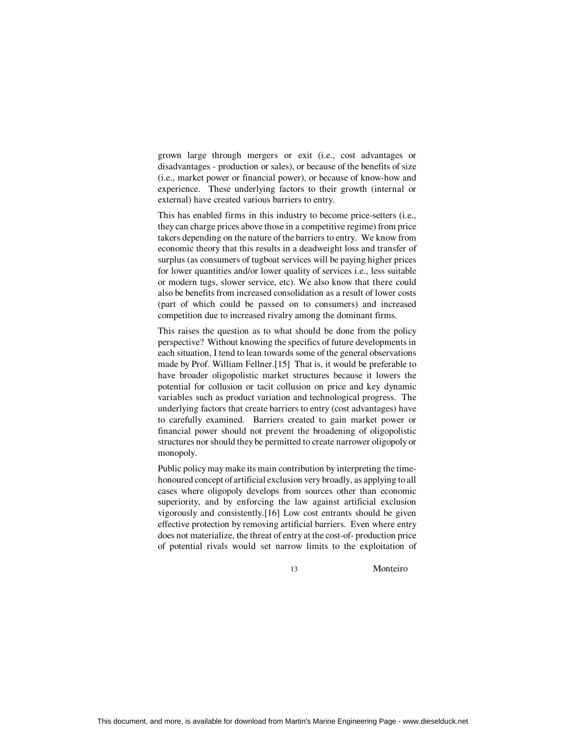grown large through mergers or exit (i.e., cost advantages or disadvantages - production or sales), or because of the benefits of size (i.e., market power or financial power), or because of know-how and experience. These underlying factors to their growth (internal or external) have created various barriers to entry.

This has enabled firms in this industry to become price-setters (i.e., they can charge prices above those in a competitive regime) from price takers depending on the nature of the barriers to entry. We know from economic theory that this results in a deadweight loss and transfer of surplus (as consumers of tugboat services will be paying higher prices for lower quantities and/or lower quality of services i.e., less suitable or modern tugs, slower service, etc). We also know that there could also be benefits from increased consolidation as a result of lower costs (part of which could be passed on to consumers) and increased competition due to increased rivalry among the dominant firms.

This raises the question as to what should be done from the policy perspective? Without knowing the specifics of future developments in each situation, I tend to lean towards some of the general observations made by Prof. William Fellner.[15] That is, it would be preferable to have broader oligopolistic market structures because it lowers the potential for collusion or tacit collusion on price and key dynamic variables such as product variation and technological progress. The underlying factors that create barriers to entry (cost advantages) have to carefully examined. Barriers created to gain market power or financial power should not prevent the broadening of oligopolistic structures nor should they be permitted to create narrower oligopoly or monopoly.

Public policy may make its main contribution by interpreting the time-honoured concept of artificial exclusion very broadly, as applying to all cases where oligopoly develops from sources other than economic superiority, and by enforcing the law against artificial exclusion vigorously and consistently.[16] Low cost entrants should be given effective protection by removing artificial barriers. Even where entry does not materialize, the threat of entry at the cost-of- production price of potential rivals would set narrow limits to the exploitation of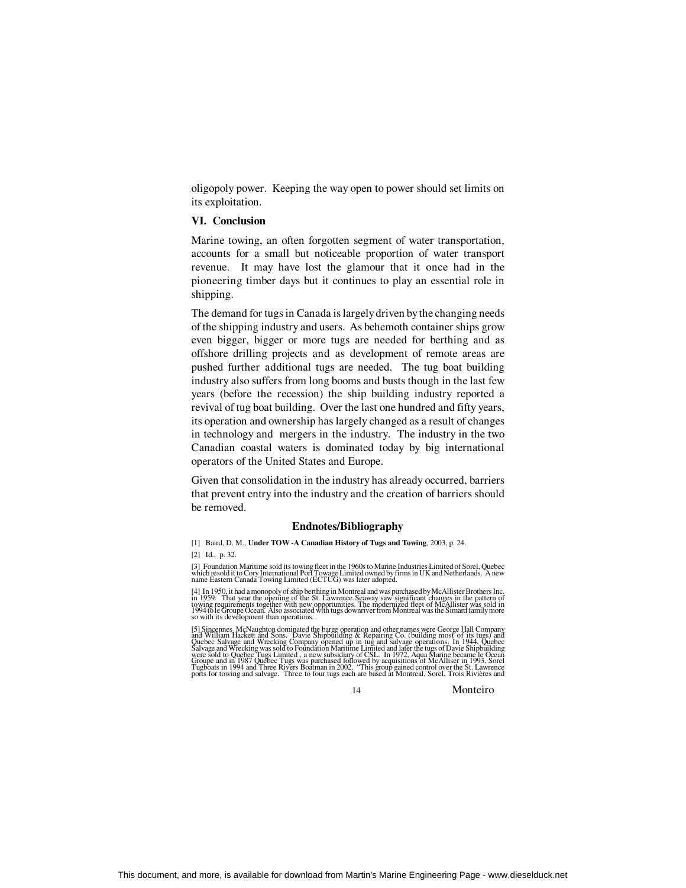oligopoly power. Keeping the way open to power should set limits on its exploitation.

## VI. Conclusion

Marine towing, an often forgotten segment of water transportation, accounts for a small but noticeable proportion of water transport revenue. It may have lost the glamour that it once had in the pioneering timber days but it continues to play an essential role in shipping.

The demand for tugs in Canada is largely driven by the changing needs of the shipping industry and users. As behemoth container ships grow even bigger, bigger or more tugs are needed for berthing and as offshore drilling projects and as development of remote areas are pushed further additional tugs are needed. The tug boat building industry also suffers from long booms and busts though in the last few years (before the recession) the ship building industry reported a revival of tug boat building. Over the last one hundred and fifty years, its operation and ownership has largely changed as a result of changes in technology and mergers in the industry. The industry in the two Canadian coastal waters is dominated today by big international operators of the United States and Europe.

Given that consolidation in the industry has already occurred, barriers that prevent entry into the industry and the creation of barriers should be removed.

### Endnotes/Bibliography

[1] Baird, D. M., **Under TOW -A Canadian History of Tugs and Towing**, 2003, p. 24.

[2] Id., p. 32.

[3] Foundation Maritime sold its towing fleet in the 1960s to Marine Industries Limited of Sorel, Quebec which resold it to Cory International Port Towage Limited owned by firms in UK and Netherlands. A new name Eastern Canada Towing Limited (ECTUG) was later adopted.

[4] In 1950, it had a monopoly of ship berthing in Montreal and was purchased by McAllister Brothers Inc. in 1959. That year the opening of the St. Lawrence Seaway saw significant changes in the pattern of towing requirements together with new opportunities. The modernized fleet of McAllister was sold in 1994 to le Groupe Ocean. Also associated with tugs downriver from Montreal was the Simard family more so with its development than operations.

[5] Sincennes McNaughton dominated the barge operation and other names were George Hall Company and William Hackett and Sons. Davie Shipbuilding & Repairing Co. (building most of its tugs) and Quebec Salvage and Wrecking Company opened up in tug and salvage operations. In 1944, Quebec Salvage and Wrecking was sold to Foundation Maritime Limited and later the tugs of Davie Shipbuilding were sold to Quebec Tugs Limited , a new subsidiary of CSL. In 1972, Aqua Marine became le Ocean Groupe and in 1987 Quebec Tugs was purchased followed by acquisitions of McAlliser in 1993, Sorel Tugboats in 1994 and Three Rivers Boatman in 2002. "This group gained control over the St. Lawrence ports for towing and salvage. Three to four tugs each are based at Montreal, Sorel, Trois Rivières and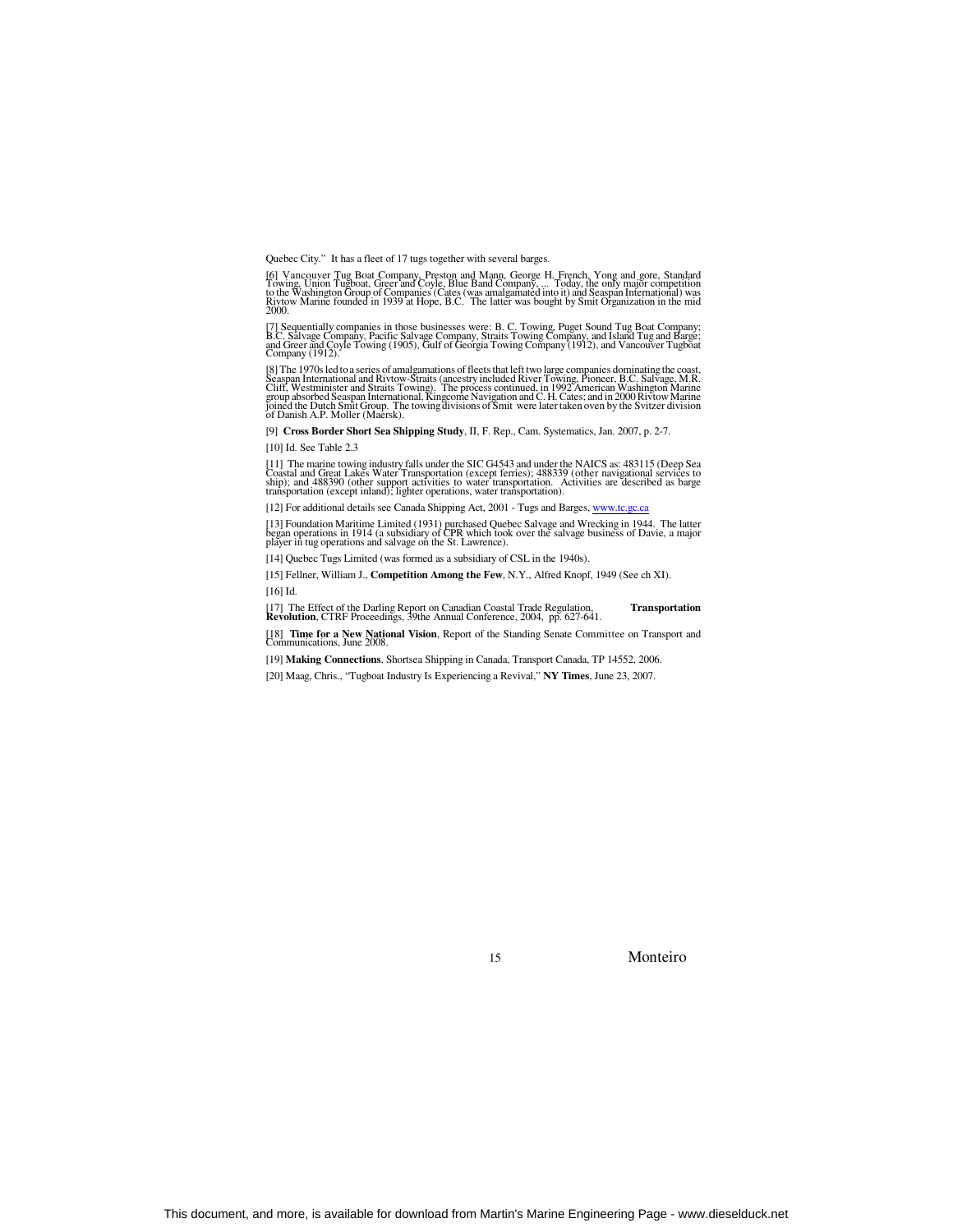Quebec City." It has a fleet of 17 tugs together with several barges.

[6] Vancouver Tug Boat Company, Preston and Mann, George H. French, Yong and gore, Standard Towing, Union Tugboat, Greer and Coyle, Blue Band Company, ... Today, the only major competition to the Washington Group of Companies (Cates (was amalgamated into it) and Seaspan International) was Rivtow Marine founded in 1939 at Hope, B.C. The latter was bought by Smit Organization in the mid 2000.

[7] Sequentially companies in those businesses were: B. C. Towing, Puget Sound Tug Boat Company; B.C. Salvage Company, Pacific Salvage Company, Straits Towing Company, and Island Tug and Barge; and Greer and Coyle Towing (1905), Gulf of Georgia Towing Company (1912), and Vancouver Tugboat Company (1912).

[8] The 1970s led to a series of amalgamations of fleets that left two large companies dominating the coast, Seaspan International and Rivtow-Straits (ancestry included River Towing, Pioneer, B.C. Salvage, M.R. Cliff, Westminister and Straits Towing). The process continued, in 1992 American Washington Marine group absorbed Seaspan International, Kingcome Navigation and C. H. Cates; and in 2000 Rivtow Marine joined the Dutch Smit Group. The towing divisions of Smit were later taken oven by the Svitzer division of Danish A.P. Moller (Maersk).

[9] **Cross Border Short Sea Shipping Study**, II, F. Rep., Cam. Systematics, Jan. 2007, p. 2-7.

[10] Id. See Table 2.3

[11] The marine towing industry falls under the SIC G4543 and under the NAICS as: 483115 (Deep Sea Coastal and Great Lakes Water Transportation (except ferries); 488339 (other navigational services to ship); and 488390 (other support activities to water transportation. Activities are described as barge transportation (except inland); lighter operations, water transportation).

[12] For additional details see Canada Shipping Act, 2001 - Tugs and Barges, www.tc.gc.ca

[13] Foundation Maritime Limited (1931) purchased Quebec Salvage and Wrecking in 1944. The latter began operations in 1914 (a subsidiary of CPR which took over the salvage business of Davie, a major player in tug operations and salvage on the St. Lawrence).

[14] Quebec Tugs Limited (was formed as a subsidiary of CSL in the 1940s).

[15] Fellner, William J., **Competition Among the Few**, N.Y., Alfred Knopf, 1949 (See ch XI).

[16] Id.

[17] The Effect of the Darling Report on Canadian Coastal Trade Regulation, **Transportation Revolution**, CTRF Proceedings, 39the Annual Conference, 2004, pp. 627-641.

[18] **Time for a New National Vision**, Report of the Standing Senate Committee on Transport and Communications, June 2008.

[19] **Making Connections**, Shortsea Shipping in Canada, Transport Canada, TP 14552, 2006.

[20] Maag, Chris., "Tugboat Industry Is Experiencing a Revival," **NY Times**, June 23, 2007.

This document, and more, is available for download from Martin's Marine Engineering Page - www.dieselduck.net